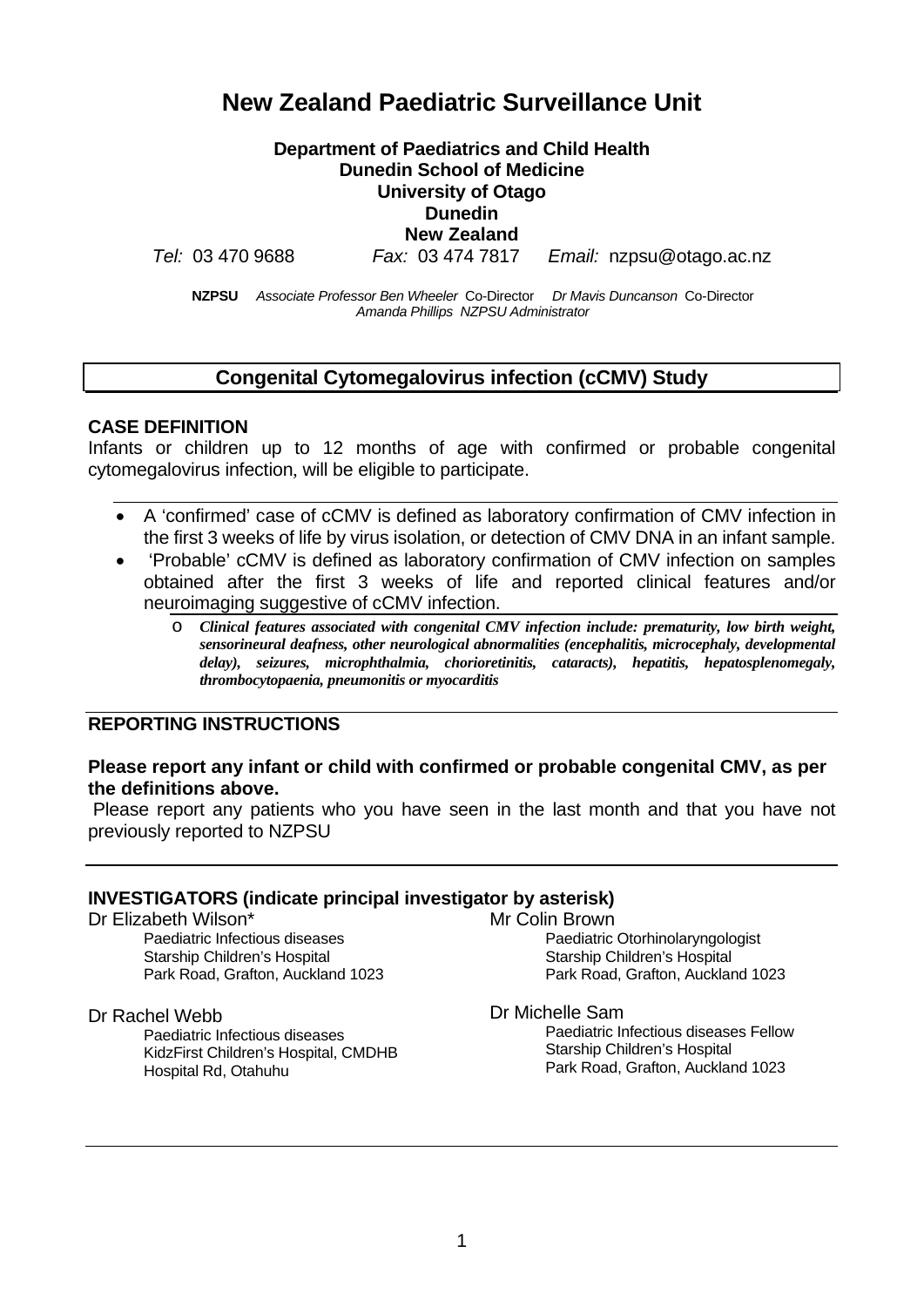# New Zealand Paediatric Surveillance Unit

**Department of Paediatrics and Child Health**
**Dunedin School of Medicine**
**University of Otago**
**Dunedin**
**New Zealand**

*Tel:* 03 470 9688 *Fax:* 03 474 7817 *Email:* nzpsu@otago.ac.nz

**NZPSU** *Associate Professor Ben Wheeler* Co-Director *Dr Mavis Duncanson* Co-Director
*Amanda Phillips NZPSU Administrator*

## Congenital Cytomegalovirus infection (cCMV) Study

### CASE DEFINITION

Infants or children up to 12 months of age with confirmed or probable congenital cytomegalovirus infection, will be eligible to participate.

- A 'confirmed' case of cCMV is defined as laboratory confirmation of CMV infection in the first 3 weeks of life by virus isolation, or detection of CMV DNA in an infant sample.
- 'Probable' cCMV is defined as laboratory confirmation of CMV infection on samples obtained after the first 3 weeks of life and reported clinical features and/or neuroimaging suggestive of cCMV infection.
  - ***Clinical features associated with congenital CMV infection include: prematurity, low birth weight, sensorineural deafness, other neurological abnormalities (encephalitis, microcephaly, developmental delay), seizures, microphthalmia, chorioretinitis, cataracts), hepatitis, hepatosplenomegaly, thrombocytopaenia, pneumonitis or myocarditis***

### REPORTING INSTRUCTIONS

**Please report any infant or child with confirmed or probable congenital CMV, as per the definitions above.**

Please report any patients who you have seen in the last month and that you have not previously reported to NZPSU

### INVESTIGATORS (indicate principal investigator by asterisk)

Dr Elizabeth Wilson*
Paediatric Infectious diseases
Starship Children's Hospital
Park Road, Grafton, Auckland 1023

Dr Rachel Webb
Paediatric Infectious diseases
KidzFirst Children's Hospital, CMDHB
Hospital Rd, Otahuhu

Mr Colin Brown
Paediatric Otorhinolaryngologist
Starship Children's Hospital
Park Road, Grafton, Auckland 1023

Dr Michelle Sam
Paediatric Infectious diseases Fellow
Starship Children's Hospital
Park Road, Grafton, Auckland 1023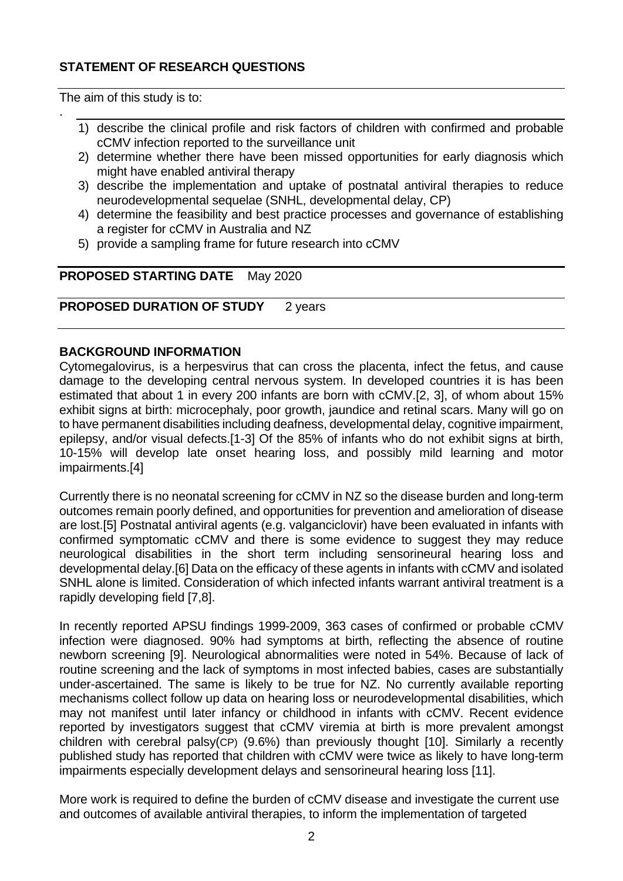## STATEMENT OF RESEARCH QUESTIONS

The aim of this study is to:

.

1) describe the clinical profile and risk factors of children with confirmed and probable cCMV infection reported to the surveillance unit
2) determine whether there have been missed opportunities for early diagnosis which might have enabled antiviral therapy
3) describe the implementation and uptake of postnatal antiviral therapies to reduce neurodevelopmental sequelae (SNHL, developmental delay, CP)
4) determine the feasibility and best practice processes and governance of establishing a register for cCMV in Australia and NZ
5) provide a sampling frame for future research into cCMV

**PROPOSED STARTING DATE** May 2020

**PROPOSED DURATION OF STUDY** 2 years

## BACKGROUND INFORMATION

Cytomegalovirus, is a herpesvirus that can cross the placenta, infect the fetus, and cause damage to the developing central nervous system. In developed countries it is has been estimated that about 1 in every 200 infants are born with cCMV.[2, 3], of whom about 15% exhibit signs at birth: microcephaly, poor growth, jaundice and retinal scars. Many will go on to have permanent disabilities including deafness, developmental delay, cognitive impairment, epilepsy, and/or visual defects.[1-3] Of the 85% of infants who do not exhibit signs at birth, 10-15% will develop late onset hearing loss, and possibly mild learning and motor impairments.[4]

Currently there is no neonatal screening for cCMV in NZ so the disease burden and long-term outcomes remain poorly defined, and opportunities for prevention and amelioration of disease are lost.[5] Postnatal antiviral agents (e.g. valganciclovir) have been evaluated in infants with confirmed symptomatic cCMV and there is some evidence to suggest they may reduce neurological disabilities in the short term including sensorineural hearing loss and developmental delay.[6] Data on the efficacy of these agents in infants with cCMV and isolated SNHL alone is limited. Consideration of which infected infants warrant antiviral treatment is a rapidly developing field [7,8].

In recently reported APSU findings 1999-2009, 363 cases of confirmed or probable cCMV infection were diagnosed. 90% had symptoms at birth, reflecting the absence of routine newborn screening [9]. Neurological abnormalities were noted in 54%. Because of lack of routine screening and the lack of symptoms in most infected babies, cases are substantially under-ascertained. The same is likely to be true for NZ. No currently available reporting mechanisms collect follow up data on hearing loss or neurodevelopmental disabilities, which may not manifest until later infancy or childhood in infants with cCMV. Recent evidence reported by investigators suggest that cCMV viremia at birth is more prevalent amongst children with cerebral palsy(CP) (9.6%) than previously thought [10]. Similarly a recently published study has reported that children with cCMV were twice as likely to have long-term impairments especially development delays and sensorineural hearing loss [11].

More work is required to define the burden of cCMV disease and investigate the current use and outcomes of available antiviral therapies, to inform the implementation of targeted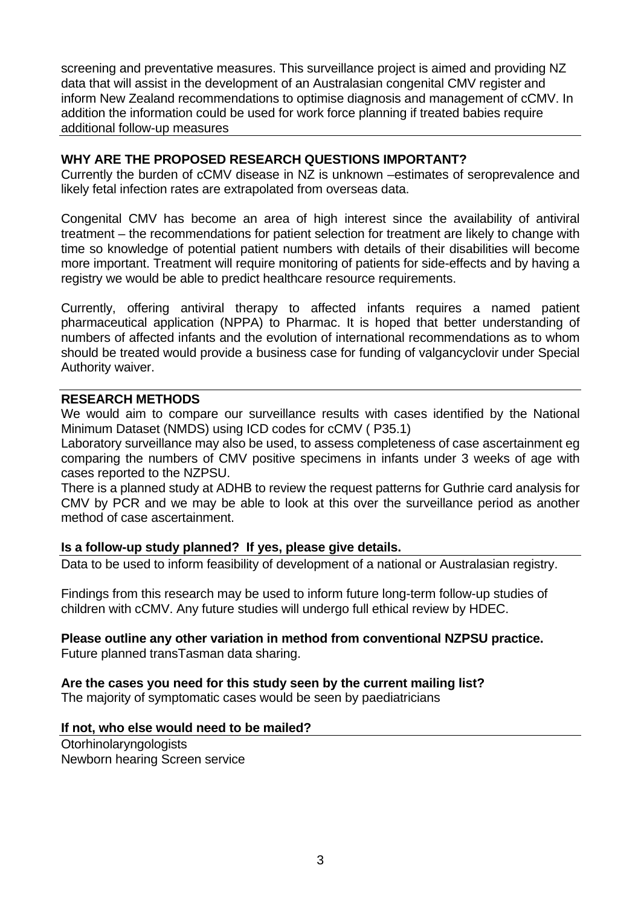screening and preventative measures. This surveillance project is aimed and providing NZ data that will assist in the development of an Australasian congenital CMV register and inform New Zealand recommendations to optimise diagnosis and management of cCMV. In addition the information could be used for work force planning if treated babies require additional follow-up measures

**WHY ARE THE PROPOSED RESEARCH QUESTIONS IMPORTANT?**

Currently the burden of cCMV disease in NZ is unknown –estimates of seroprevalence and likely fetal infection rates are extrapolated from overseas data.

Congenital CMV has become an area of high interest since the availability of antiviral treatment – the recommendations for patient selection for treatment are likely to change with time so knowledge of potential patient numbers with details of their disabilities will become more important. Treatment will require monitoring of patients for side-effects and by having a registry we would be able to predict healthcare resource requirements.

Currently, offering antiviral therapy to affected infants requires a named patient pharmaceutical application (NPPA) to Pharmac. It is hoped that better understanding of numbers of affected infants and the evolution of international recommendations as to whom should be treated would provide a business case for funding of valgancyclovir under Special Authority waiver.

**RESEARCH METHODS**

We would aim to compare our surveillance results with cases identified by the National Minimum Dataset (NMDS) using ICD codes for cCMV ( P35.1)

Laboratory surveillance may also be used, to assess completeness of case ascertainment eg comparing the numbers of CMV positive specimens in infants under 3 weeks of age with cases reported to the NZPSU.

There is a planned study at ADHB to review the request patterns for Guthrie card analysis for CMV by PCR and we may be able to look at this over the surveillance period as another method of case ascertainment.

**Is a follow-up study planned? If yes, please give details.**

Data to be used to inform feasibility of development of a national or Australasian registry.

Findings from this research may be used to inform future long-term follow-up studies of children with cCMV. Any future studies will undergo full ethical review by HDEC.

**Please outline any other variation in method from conventional NZPSU practice.**

Future planned transTasman data sharing.

**Are the cases you need for this study seen by the current mailing list?**

The majority of symptomatic cases would be seen by paediatricians

**If not, who else would need to be mailed?**

Otorhinolaryngologists
Newborn hearing Screen service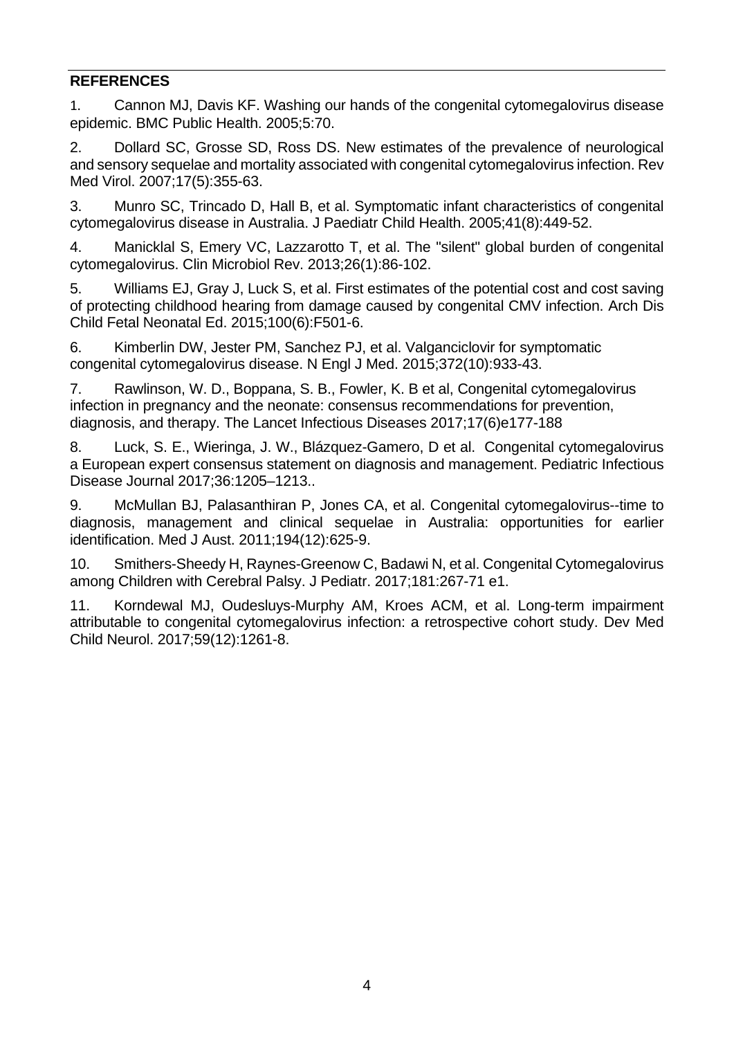**REFERENCES**

1. Cannon MJ, Davis KF. Washing our hands of the congenital cytomegalovirus disease epidemic. BMC Public Health. 2005;5:70.

2. Dollard SC, Grosse SD, Ross DS. New estimates of the prevalence of neurological and sensory sequelae and mortality associated with congenital cytomegalovirus infection. Rev Med Virol. 2007;17(5):355-63.

3. Munro SC, Trincado D, Hall B, et al. Symptomatic infant characteristics of congenital cytomegalovirus disease in Australia. J Paediatr Child Health. 2005;41(8):449-52.

4. Manicklal S, Emery VC, Lazzarotto T, et al. The "silent" global burden of congenital cytomegalovirus. Clin Microbiol Rev. 2013;26(1):86-102.

5. Williams EJ, Gray J, Luck S, et al. First estimates of the potential cost and cost saving of protecting childhood hearing from damage caused by congenital CMV infection. Arch Dis Child Fetal Neonatal Ed. 2015;100(6):F501-6.

6. Kimberlin DW, Jester PM, Sanchez PJ, et al. Valganciclovir for symptomatic congenital cytomegalovirus disease. N Engl J Med. 2015;372(10):933-43.

7. Rawlinson, W. D., Boppana, S. B., Fowler, K. B et al, Congenital cytomegalovirus infection in pregnancy and the neonate: consensus recommendations for prevention, diagnosis, and therapy. The Lancet Infectious Diseases 2017;17(6)e177-188

8. Luck, S. E., Wieringa, J. W., Blázquez-Gamero, D et al. Congenital cytomegalovirus a European expert consensus statement on diagnosis and management. Pediatric Infectious Disease Journal 2017;36:1205–1213..

9. McMullan BJ, Palasanthiran P, Jones CA, et al. Congenital cytomegalovirus--time to diagnosis, management and clinical sequelae in Australia: opportunities for earlier identification. Med J Aust. 2011;194(12):625-9.

10. Smithers-Sheedy H, Raynes-Greenow C, Badawi N, et al. Congenital Cytomegalovirus among Children with Cerebral Palsy. J Pediatr. 2017;181:267-71 e1.

11. Korndewal MJ, Oudesluys-Murphy AM, Kroes ACM, et al. Long-term impairment attributable to congenital cytomegalovirus infection: a retrospective cohort study. Dev Med Child Neurol. 2017;59(12):1261-8.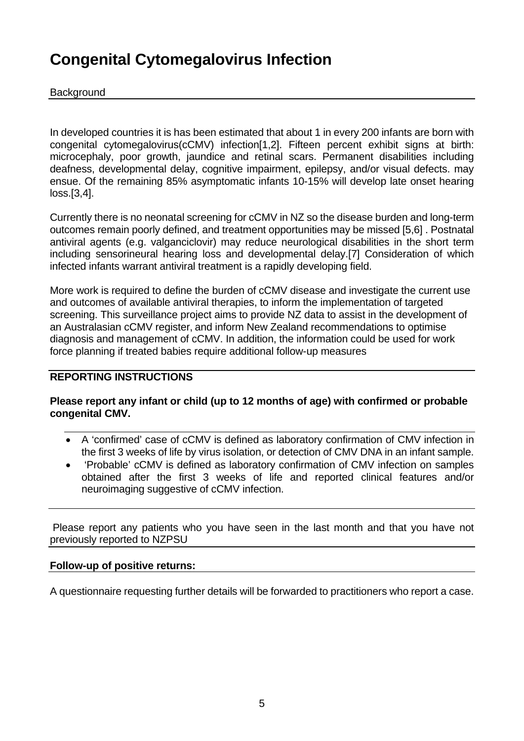# Congenital Cytomegalovirus Infection

Background

In developed countries it is has been estimated that about 1 in every 200 infants are born with congenital cytomegalovirus(cCMV) infection[1,2]. Fifteen percent exhibit signs at birth: microcephaly, poor growth, jaundice and retinal scars. Permanent disabilities including deafness, developmental delay, cognitive impairment, epilepsy, and/or visual defects. may ensue. Of the remaining 85% asymptomatic infants 10-15% will develop late onset hearing loss.[3,4].

Currently there is no neonatal screening for cCMV in NZ so the disease burden and long-term outcomes remain poorly defined, and treatment opportunities may be missed [5,6] . Postnatal antiviral agents (e.g. valganciclovir) may reduce neurological disabilities in the short term including sensorineural hearing loss and developmental delay.[7] Consideration of which infected infants warrant antiviral treatment is a rapidly developing field.

More work is required to define the burden of cCMV disease and investigate the current use and outcomes of available antiviral therapies, to inform the implementation of targeted screening. This surveillance project aims to provide NZ data to assist in the development of an Australasian cCMV register, and inform New Zealand recommendations to optimise diagnosis and management of cCMV. In addition, the information could be used for work force planning if treated babies require additional follow-up measures

## REPORTING INSTRUCTIONS

**Please report any infant or child (up to 12 months of age) with confirmed or probable congenital CMV.**

- A 'confirmed' case of cCMV is defined as laboratory confirmation of CMV infection in the first 3 weeks of life by virus isolation, or detection of CMV DNA in an infant sample.
- 'Probable' cCMV is defined as laboratory confirmation of CMV infection on samples obtained after the first 3 weeks of life and reported clinical features and/or neuroimaging suggestive of cCMV infection.

Please report any patients who you have seen in the last month and that you have not previously reported to NZPSU

**Follow-up of positive returns:**

A questionnaire requesting further details will be forwarded to practitioners who report a case.